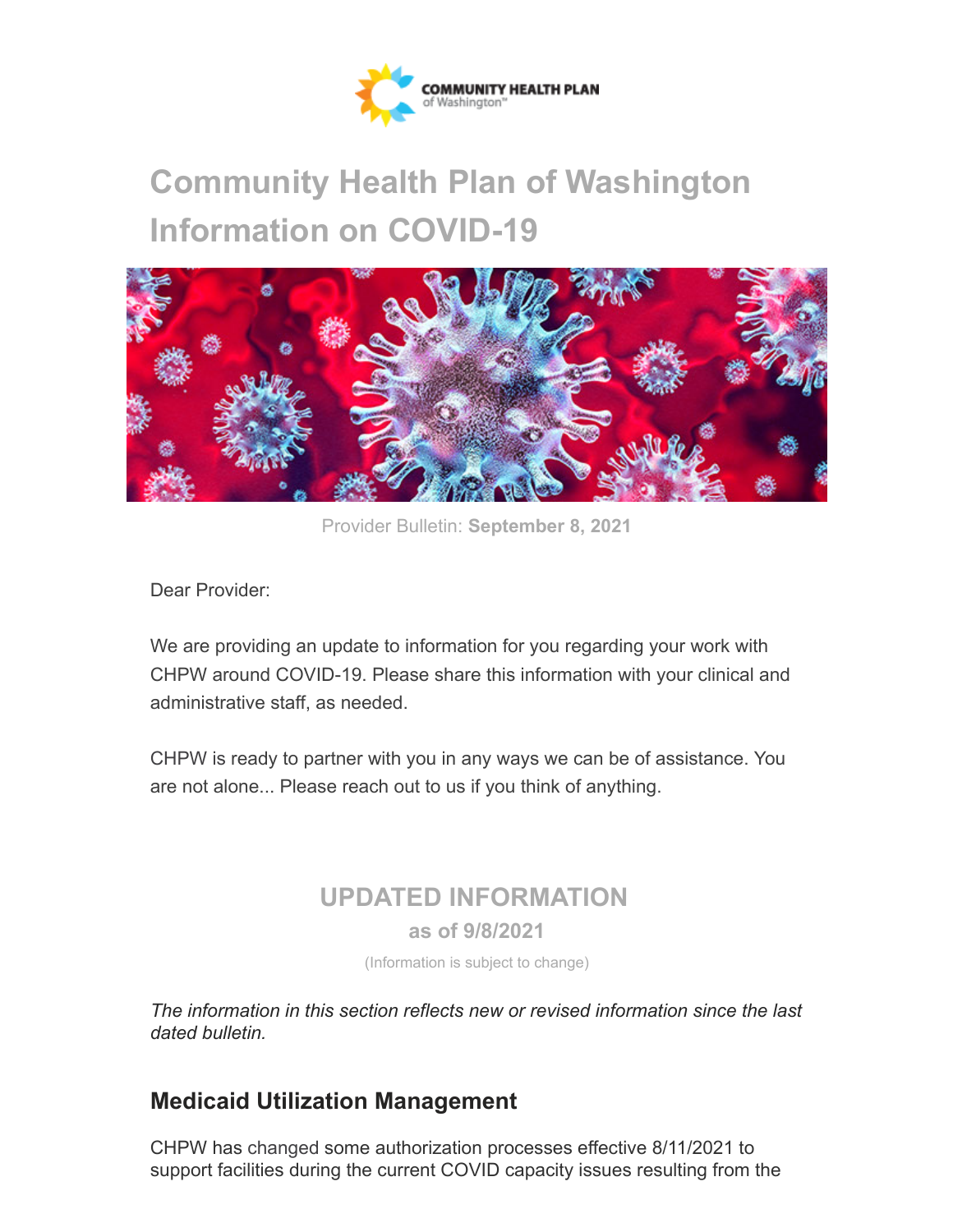# Community Health Plan of Washington Information on COVID-19

Provider Bulletin: **September 8, 2021**

Dear Provider:

We are providing an update to information for you regarding your work with CHPW around COVID-19. Please share this information with your clinical and administrative staff, as needed.

CHPW is ready to partner with you in any ways we can be of assistance. You are not alone... Please reach out to us if you think of anything.

## UPDATED INFORMATION

**as of 9/8/2021**

(Information is subject to change)

*The information in this section reflects new or revised information since the last dated bulletin.*

### Medicaid Utilization Management

CHPW has changed some authorization processes effective 8/11/2021 to support facilities during the current COVID capacity issues resulting from the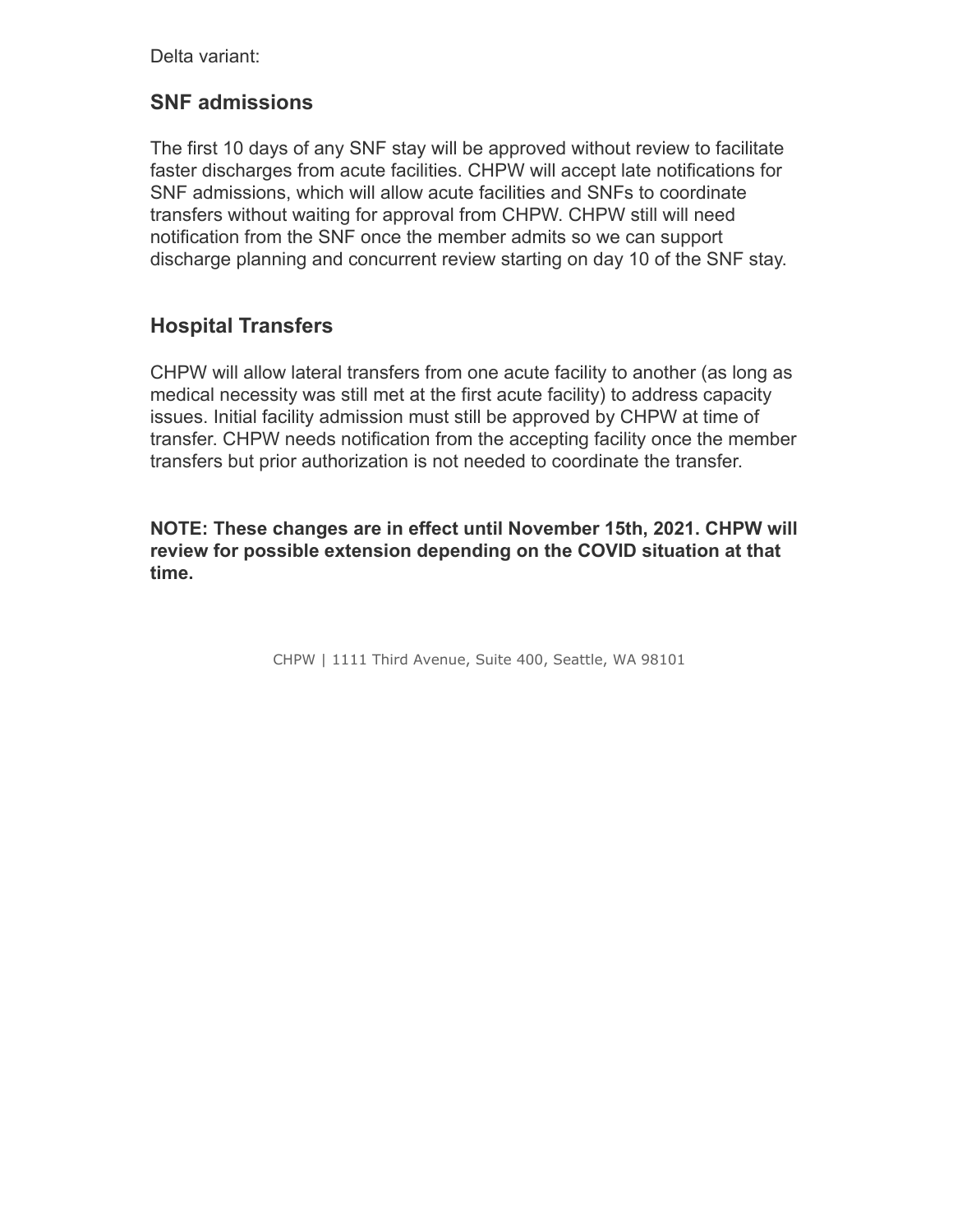Delta variant:

## SNF admissions

The first 10 days of any SNF stay will be approved without review to facilitate faster discharges from acute facilities. CHPW will accept late notifications for SNF admissions, which will allow acute facilities and SNFs to coordinate transfers without waiting for approval from CHPW. CHPW still will need notification from the SNF once the member admits so we can support discharge planning and concurrent review starting on day 10 of the SNF stay.

## Hospital Transfers

CHPW will allow lateral transfers from one acute facility to another (as long as medical necessity was still met at the first acute facility) to address capacity issues. Initial facility admission must still be approved by CHPW at time of transfer. CHPW needs notification from the accepting facility once the member transfers but prior authorization is not needed to coordinate the transfer.

**NOTE: These changes are in effect until November 15th, 2021. CHPW will review for possible extension depending on the COVID situation at that time.**

CHPW | 1111 Third Avenue, Suite 400, Seattle, WA 98101